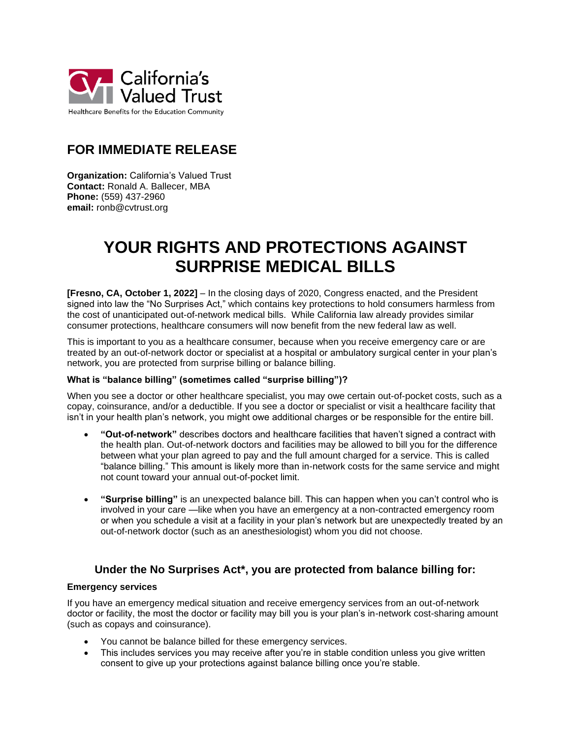California's Valued Trust

Healthcare Benefits for the Education Community

## FOR IMMEDIATE RELEASE

**Organization:** California's Valued Trust
**Contact:** Ronald A. Ballecer, MBA
**Phone:** (559) 437-2960
**email:** ronb@cvtrust.org

# YOUR RIGHTS AND PROTECTIONS AGAINST SURPRISE MEDICAL BILLS

**[Fresno, CA, October 1, 2022]** – In the closing days of 2020, Congress enacted, and the President signed into law the "No Surprises Act," which contains key protections to hold consumers harmless from the cost of unanticipated out-of-network medical bills. While California law already provides similar consumer protections, healthcare consumers will now benefit from the new federal law as well.

This is important to you as a healthcare consumer, because when you receive emergency care or are treated by an out-of-network doctor or specialist at a hospital or ambulatory surgical center in your plan's network, you are protected from surprise billing or balance billing.

#### What is "balance billing" (sometimes called "surprise billing")?

When you see a doctor or other healthcare specialist, you may owe certain out-of-pocket costs, such as a copay, coinsurance, and/or a deductible. If you see a doctor or specialist or visit a healthcare facility that isn't in your health plan's network, you might owe additional charges or be responsible for the entire bill.

- **"Out-of-network"** describes doctors and healthcare facilities that haven't signed a contract with the health plan. Out-of-network doctors and facilities may be allowed to bill you for the difference between what your plan agreed to pay and the full amount charged for a service. This is called "balance billing." This amount is likely more than in-network costs for the same service and might not count toward your annual out-of-pocket limit.

- **"Surprise billing"** is an unexpected balance bill. This can happen when you can't control who is involved in your care —like when you have an emergency at a non-contracted emergency room or when you schedule a visit at a facility in your plan's network but are unexpectedly treated by an out-of-network doctor (such as an anesthesiologist) whom you did not choose.

### Under the No Surprises Act*, you are protected from balance billing for:

#### Emergency services

If you have an emergency medical situation and receive emergency services from an out-of-network doctor or facility, the most the doctor or facility may bill you is your plan's in-network cost-sharing amount (such as copays and coinsurance).

- You cannot be balance billed for these emergency services.
- This includes services you may receive after you're in stable condition unless you give written consent to give up your protections against balance billing once you're stable.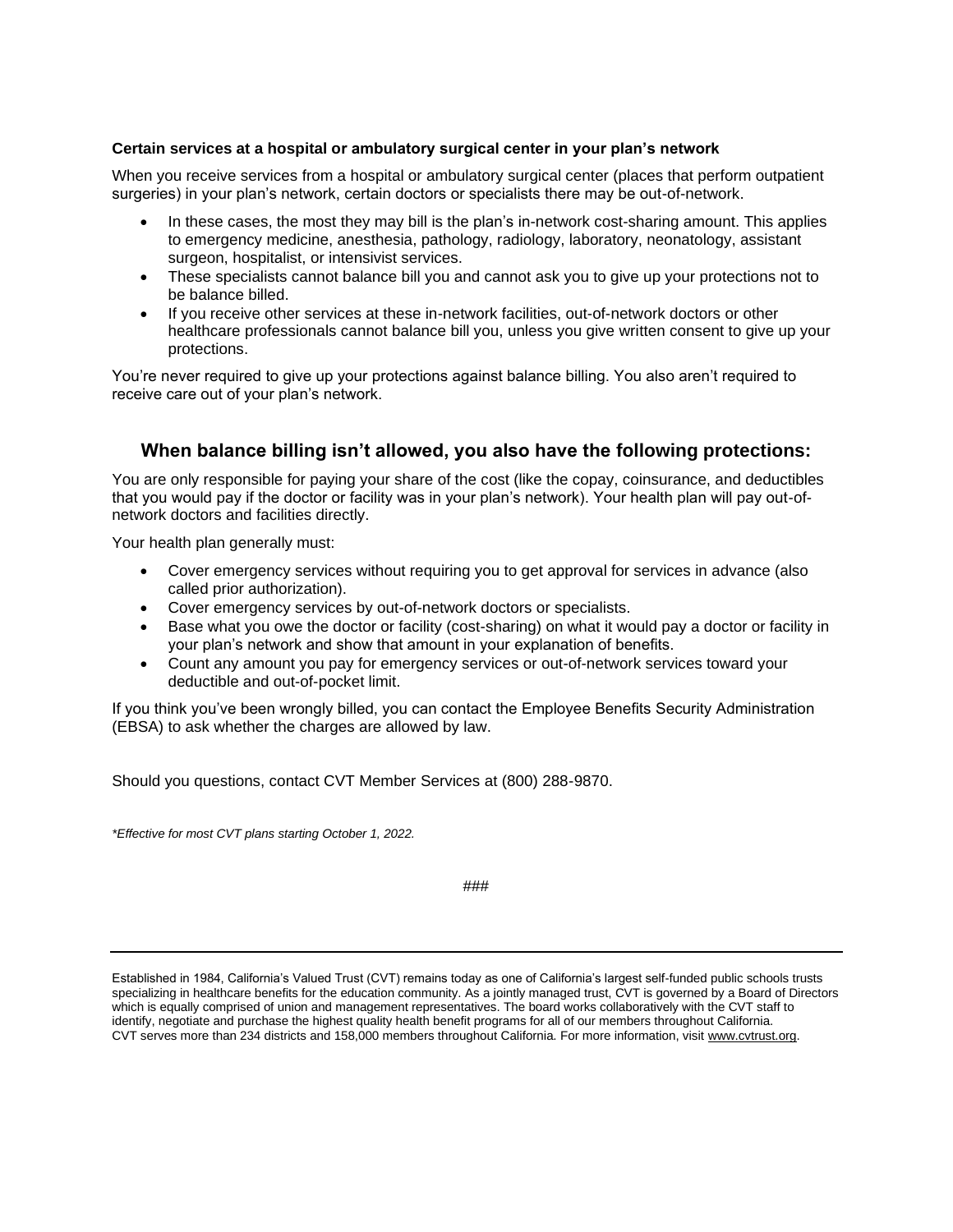**Certain services at a hospital or ambulatory surgical center in your plan's network**

When you receive services from a hospital or ambulatory surgical center (places that perform outpatient surgeries) in your plan's network, certain doctors or specialists there may be out-of-network.

- In these cases, the most they may bill is the plan's in-network cost-sharing amount. This applies to emergency medicine, anesthesia, pathology, radiology, laboratory, neonatology, assistant surgeon, hospitalist, or intensivist services.
- These specialists cannot balance bill you and cannot ask you to give up your protections not to be balance billed.
- If you receive other services at these in-network facilities, out-of-network doctors or other healthcare professionals cannot balance bill you, unless you give written consent to give up your protections.

You're never required to give up your protections against balance billing. You also aren't required to receive care out of your plan's network.

## When balance billing isn't allowed, you also have the following protections:

You are only responsible for paying your share of the cost (like the copay, coinsurance, and deductibles that you would pay if the doctor or facility was in your plan's network). Your health plan will pay out-of-network doctors and facilities directly.

Your health plan generally must:

- Cover emergency services without requiring you to get approval for services in advance (also called prior authorization).
- Cover emergency services by out-of-network doctors or specialists.
- Base what you owe the doctor or facility (cost-sharing) on what it would pay a doctor or facility in your plan's network and show that amount in your explanation of benefits.
- Count any amount you pay for emergency services or out-of-network services toward your deductible and out-of-pocket limit.

If you think you've been wrongly billed, you can contact the Employee Benefits Security Administration (EBSA) to ask whether the charges are allowed by law.

Should you questions, contact CVT Member Services at (800) 288-9870.

*\*Effective for most CVT plans starting October 1, 2022.*

###

---

Established in 1984, California's Valued Trust (CVT) remains today as one of California's largest self-funded public schools trusts specializing in healthcare benefits for the education community. As a jointly managed trust, CVT is governed by a Board of Directors which is equally comprised of union and management representatives. The board works collaboratively with the CVT staff to identify, negotiate and purchase the highest quality health benefit programs for all of our members throughout California. CVT serves more than 234 districts and 158,000 members throughout California. For more information, visit www.cvtrust.org.